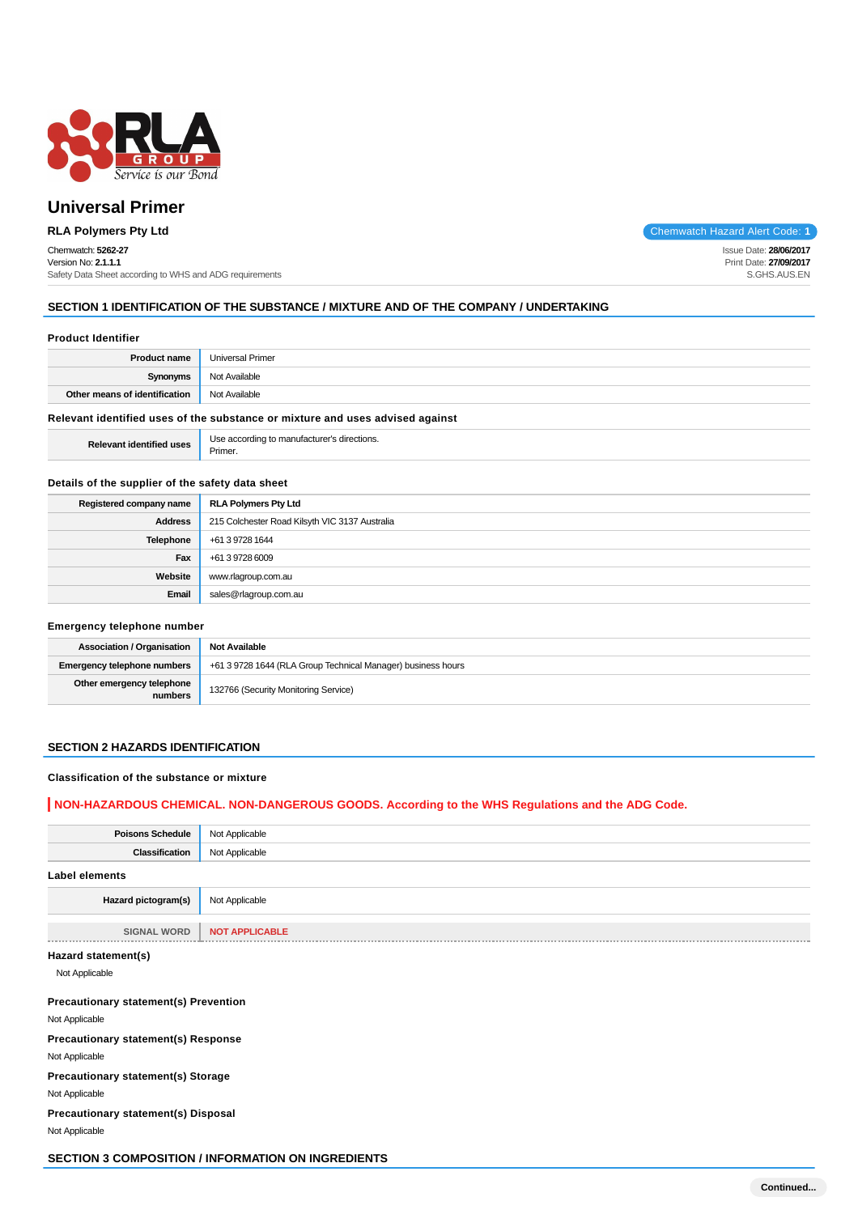# Universal Primer

**RLA Polymers Pty Ltd**

Chemwatch Hazard Alert Code: **1**

Chemwatch: **5262-27**
Version No: **2.1.1.1**
Safety Data Sheet according to WHS and ADG requirements

Issue Date: **28/06/2017**
Print Date: **27/09/2017**
S.GHS.AUS.EN

## SECTION 1 IDENTIFICATION OF THE SUBSTANCE / MIXTURE AND OF THE COMPANY / UNDERTAKING

### Product Identifier

| | |
|---|---|
| **Product name** | Universal Primer |
| **Synonyms** | Not Available |
| **Other means of identification** | Not Available |

### Relevant identified uses of the substance or mixture and uses advised against

| | |
|---|---|
| **Relevant identified uses** | Use according to manufacturer's directions.<br>Primer. |

### Details of the supplier of the safety data sheet

| | |
|---|---|
| **Registered company name** | **RLA Polymers Pty Ltd** |
| **Address** | 215 Colchester Road Kilsyth VIC 3137 Australia |
| **Telephone** | +61 3 9728 1644 |
| **Fax** | +61 3 9728 6009 |
| **Website** | www.rlagroup.com.au |
| **Email** | sales@rlagroup.com.au |

### Emergency telephone number

| | |
|---|---|
| **Association / Organisation** | **Not Available** |
| **Emergency telephone numbers** | +61 3 9728 1644 (RLA Group Technical Manager) business hours |
| **Other emergency telephone numbers** | 132766 (Security Monitoring Service) |

## SECTION 2 HAZARDS IDENTIFICATION

### Classification of the substance or mixture

**NON-HAZARDOUS CHEMICAL. NON-DANGEROUS GOODS. According to the WHS Regulations and the ADG Code.**

| | |
|---|---|
| **Poisons Schedule** | Not Applicable |
| **Classification** | Not Applicable |

### Label elements

| | |
|---|---|
| **Hazard pictogram(s)** | Not Applicable |
| **SIGNAL WORD** | **NOT APPLICABLE** |

### Hazard statement(s)

Not Applicable

### Precautionary statement(s) Prevention

Not Applicable

### Precautionary statement(s) Response

Not Applicable

### Precautionary statement(s) Storage

Not Applicable

### Precautionary statement(s) Disposal

Not Applicable

## SECTION 3 COMPOSITION / INFORMATION ON INGREDIENTS

Continued...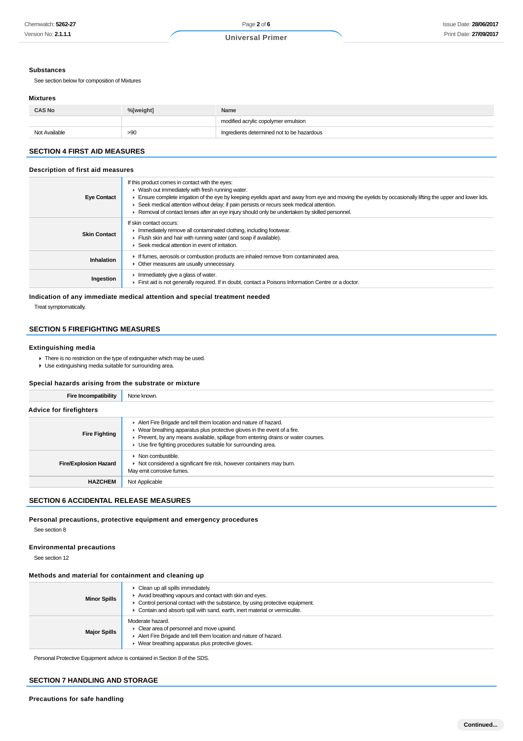### Substances

See section below for composition of Mixtures

### Mixtures

| CAS No | %[weight] | Name |
|---|---|---|
| | | modified acrylic copolymer emulsion |
| Not Available | >90 | Ingredients determined not to be hazardous |

## SECTION 4 FIRST AID MEASURES

### Description of first aid measures

| | |
|---|---|
| **Eye Contact** | If this product comes in contact with the eyes:<br>▸ Wash out immediately with fresh running water.<br>▸ Ensure complete irrigation of the eye by keeping eyelids apart and away from eye and moving the eyelids by occasionally lifting the upper and lower lids.<br>▸ Seek medical attention without delay; if pain persists or recurs seek medical attention.<br>▸ Removal of contact lenses after an eye injury should only be undertaken by skilled personnel. |
| **Skin Contact** | If skin contact occurs:<br>▸ Immediately remove all contaminated clothing, including footwear.<br>▸ Flush skin and hair with running water (and soap if available).<br>▸ Seek medical attention in event of irritation. |
| **Inhalation** | ▸ If fumes, aerosols or combustion products are inhaled remove from contaminated area.<br>▸ Other measures are usually unnecessary. |
| **Ingestion** | ▸ Immediately give a glass of water.<br>▸ First aid is not generally required. If in doubt, contact a Poisons Information Centre or a doctor. |

### Indication of any immediate medical attention and special treatment needed

Treat symptomatically.

## SECTION 5 FIREFIGHTING MEASURES

### Extinguishing media

- There is no restriction on the type of extinguisher which may be used.
- Use extinguishing media suitable for surrounding area.

### Special hazards arising from the substrate or mixture

| | |
|---|---|
| **Fire Incompatibility** | None known. |

### Advice for firefighters

| | |
|---|---|
| **Fire Fighting** | ▸ Alert Fire Brigade and tell them location and nature of hazard.<br>▸ Wear breathing apparatus plus protective gloves in the event of a fire.<br>▸ Prevent, by any means available, spillage from entering drains or water courses.<br>▸ Use fire fighting procedures suitable for surrounding area. |
| **Fire/Explosion Hazard** | ▸ Non combustible.<br>▸ Not considered a significant fire risk, however containers may burn.<br>May emit corrosive fumes. |
| **HAZCHEM** | Not Applicable |

## SECTION 6 ACCIDENTAL RELEASE MEASURES

### Personal precautions, protective equipment and emergency procedures

See section 8

### Environmental precautions

See section 12

### Methods and material for containment and cleaning up

| | |
|---|---|
| **Minor Spills** | ▸ Clean up all spills immediately.<br>▸ Avoid breathing vapours and contact with skin and eyes.<br>▸ Control personal contact with the substance, by using protective equipment.<br>▸ Contain and absorb spill with sand, earth, inert material or vermiculite. |
| **Major Spills** | Moderate hazard.<br>▸ Clear area of personnel and move upwind.<br>▸ Alert Fire Brigade and tell them location and nature of hazard.<br>▸ Wear breathing apparatus plus protective gloves. |

Personal Protective Equipment advice is contained in Section 8 of the SDS.

## SECTION 7 HANDLING AND STORAGE

### Precautions for safe handling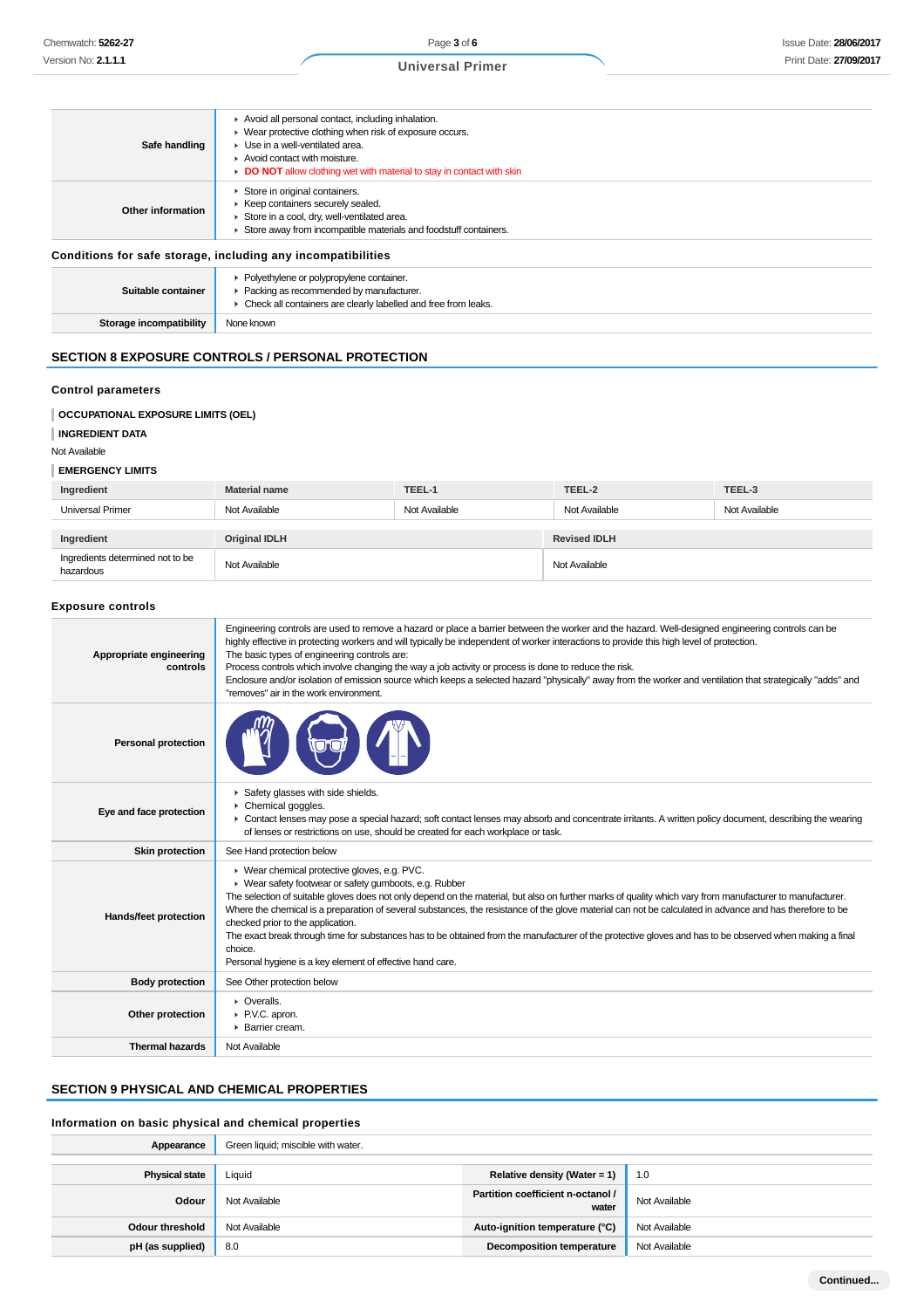| | |
|---|---|
| **Safe handling** | ▸ Avoid all personal contact, including inhalation.<br>▸ Wear protective clothing when risk of exposure occurs.<br>▸ Use in a well-ventilated area.<br>▸ Avoid contact with moisture.<br>▸ **DO NOT** allow clothing wet with material to stay in contact with skin |
| **Other information** | ▸ Store in original containers.<br>▸ Keep containers securely sealed.<br>▸ Store in a cool, dry, well-ventilated area.<br>▸ Store away from incompatible materials and foodstuff containers. |

### Conditions for safe storage, including any incompatibilities

| | |
|---|---|
| **Suitable container** | ▸ Polyethylene or polypropylene container.<br>▸ Packing as recommended by manufacturer.<br>▸ Check all containers are clearly labelled and free from leaks. |
| **Storage incompatibility** | None known |

## SECTION 8 EXPOSURE CONTROLS / PERSONAL PROTECTION

### Control parameters

**OCCUPATIONAL EXPOSURE LIMITS (OEL)**

**INGREDIENT DATA**

Not Available

**EMERGENCY LIMITS**

| Ingredient | Material name | TEEL-1 | TEEL-2 | TEEL-3 |
|---|---|---|---|---|
| Universal Primer | Not Available | Not Available | Not Available | Not Available |

| Ingredient | Original IDLH | Revised IDLH |
|---|---|---|
| Ingredients determined not to be hazardous | Not Available | Not Available |

### Exposure controls

| | |
|---|---|
| **Appropriate engineering controls** | Engineering controls are used to remove a hazard or place a barrier between the worker and the hazard. Well-designed engineering controls can be highly effective in protecting workers and will typically be independent of worker interactions to provide this high level of protection.<br>The basic types of engineering controls are:<br>Process controls which involve changing the way a job activity or process is done to reduce the risk.<br>Enclosure and/or isolation of emission source which keeps a selected hazard "physically" away from the worker and ventilation that strategically "adds" and "removes" air in the work environment. |
| **Personal protection** | |
| **Eye and face protection** | ▸ Safety glasses with side shields.<br>▸ Chemical goggles.<br>▸ Contact lenses may pose a special hazard; soft contact lenses may absorb and concentrate irritants. A written policy document, describing the wearing of lenses or restrictions on use, should be created for each workplace or task. |
| **Skin protection** | See Hand protection below |
| **Hands/feet protection** | ▸ Wear chemical protective gloves, e.g. PVC.<br>▸ Wear safety footwear or safety gumboots, e.g. Rubber<br>The selection of suitable gloves does not only depend on the material, but also on further marks of quality which vary from manufacturer to manufacturer. Where the chemical is a preparation of several substances, the resistance of the glove material can not be calculated in advance and has therefore to be checked prior to the application.<br>The exact break through time for substances has to be obtained from the manufacturer of the protective gloves and has to be observed when making a final choice.<br>Personal hygiene is a key element of effective hand care. |
| **Body protection** | See Other protection below |
| **Other protection** | ▸ Overalls.<br>▸ P.V.C. apron.<br>▸ Barrier cream. |
| **Thermal hazards** | Not Available |

## SECTION 9 PHYSICAL AND CHEMICAL PROPERTIES

### Information on basic physical and chemical properties

| | | | |
|---|---|---|---|
| **Appearance** | Green liquid; miscible with water. | | |
| **Physical state** | Liquid | **Relative density (Water = 1)** | 1.0 |
| **Odour** | Not Available | **Partition coefficient n-octanol / water** | Not Available |
| **Odour threshold** | Not Available | **Auto-ignition temperature (°C)** | Not Available |
| **pH (as supplied)** | 8.0 | **Decomposition temperature** | Not Available |

Continued...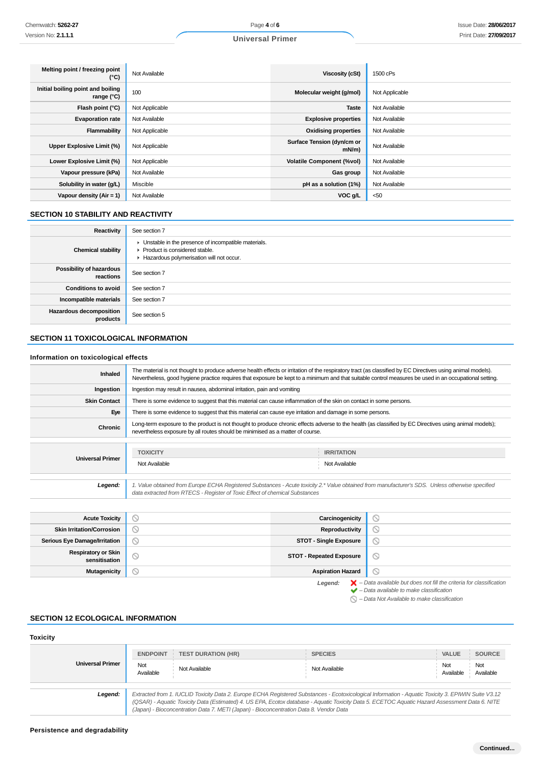| | | | |
|---|---|---|---|
| **Melting point / freezing point (°C)** | Not Available | **Viscosity (cSt)** | 1500 cPs |
| **Initial boiling point and boiling range (°C)** | 100 | **Molecular weight (g/mol)** | Not Applicable |
| **Flash point (°C)** | Not Applicable | **Taste** | Not Available |
| **Evaporation rate** | Not Available | **Explosive properties** | Not Available |
| **Flammability** | Not Applicable | **Oxidising properties** | Not Available |
| **Upper Explosive Limit (%)** | Not Applicable | **Surface Tension (dyn/cm or mN/m)** | Not Available |
| **Lower Explosive Limit (%)** | Not Applicable | **Volatile Component (%vol)** | Not Available |
| **Vapour pressure (kPa)** | Not Available | **Gas group** | Not Available |
| **Solubility in water (g/L)** | Miscible | **pH as a solution (1%)** | Not Available |
| **Vapour density (Air = 1)** | Not Available | **VOC g/L** | <50 |

## SECTION 10 STABILITY AND REACTIVITY

| | |
|---|---|
| **Reactivity** | See section 7 |
| **Chemical stability** | ▸ Unstable in the presence of incompatible materials.<br>▸ Product is considered stable.<br>▸ Hazardous polymerisation will not occur. |
| **Possibility of hazardous reactions** | See section 7 |
| **Conditions to avoid** | See section 7 |
| **Incompatible materials** | See section 7 |
| **Hazardous decomposition products** | See section 5 |

## SECTION 11 TOXICOLOGICAL INFORMATION

### Information on toxicological effects

| | |
|---|---|
| **Inhaled** | The material is not thought to produce adverse health effects or irritation of the respiratory tract (as classified by EC Directives using animal models). Nevertheless, good hygiene practice requires that exposure be kept to a minimum and that suitable control measures be used in an occupational setting. |
| **Ingestion** | Ingestion may result in nausea, abdominal irritation, pain and vomiting |
| **Skin Contact** | There is some evidence to suggest that this material can cause inflammation of the skin on contact in some persons. |
| **Eye** | There is some evidence to suggest that this material can cause eye irritation and damage in some persons. |
| **Chronic** | Long-term exposure to the product is not thought to produce chronic effects adverse to the health (as classified by EC Directives using animal models); nevertheless exposure by all routes should be minimised as a matter of course. |

| | TOXICITY | IRRITATION |
|---|---|---|
| **Universal Primer** | Not Available | Not Available |

| | |
|---|---|
| ***Legend:*** | *1. Value obtained from Europe ECHA Registered Substances - Acute toxicity 2.\* Value obtained from manufacturer's SDS. Unless otherwise specified data extracted from RTECS - Register of Toxic Effect of chemical Substances* |

| | | | |
|---|---|---|---|
| **Acute Toxicity** | ⃠ | **Carcinogenicity** | ⃠ |
| **Skin Irritation/Corrosion** | ⃠ | **Reproductivity** | ⃠ |
| **Serious Eye Damage/Irritation** | ⃠ | **STOT - Single Exposure** | ⃠ |
| **Respiratory or Skin sensitisation** | ⃠ | **STOT - Repeated Exposure** | ⃠ |
| **Mutagenicity** | ⃠ | **Aspiration Hazard** | ⃠ |

***Legend:***
*✗ – Data available but does not fill the criteria for classification*
*✔ – Data available to make classification*
*⃠ – Data Not Available to make classification*

## SECTION 12 ECOLOGICAL INFORMATION

### Toxicity

| | ENDPOINT | TEST DURATION (HR) | SPECIES | VALUE | SOURCE |
|---|---|---|---|---|---|
| **Universal Primer** | Not Available | Not Available | Not Available | Not Available | Not Available |

| | |
|---|---|
| ***Legend:*** | *Extracted from 1. IUCLID Toxicity Data 2. Europe ECHA Registered Substances - Ecotoxicological Information - Aquatic Toxicity 3. EPIWIN Suite V3.12 (QSAR) - Aquatic Toxicity Data (Estimated) 4. US EPA, Ecotox database - Aquatic Toxicity Data 5. ECETOC Aquatic Hazard Assessment Data 6. NITE (Japan) - Bioconcentration Data 7. METI (Japan) - Bioconcentration Data 8. Vendor Data* |

### Persistence and degradability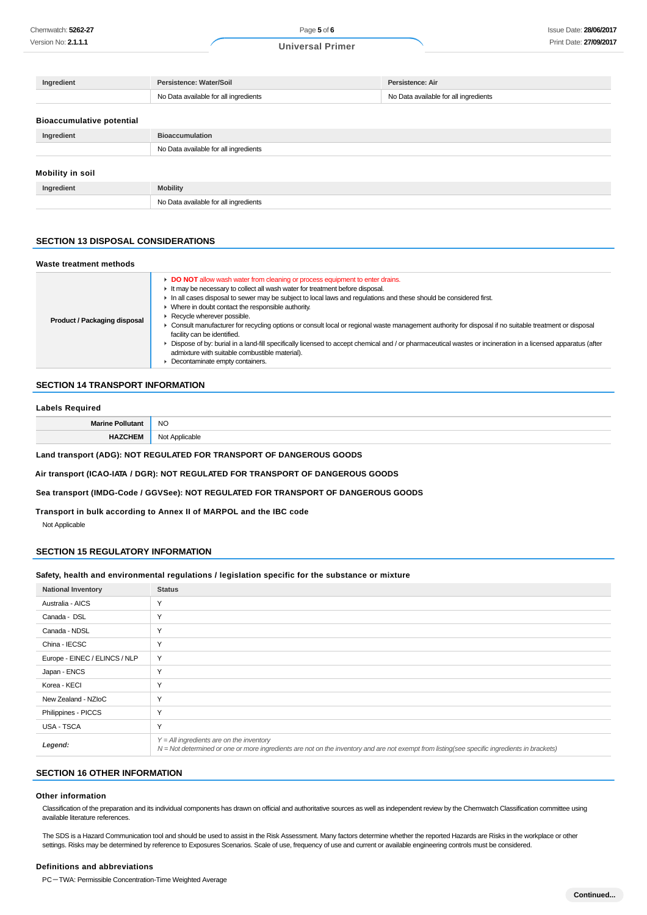| Ingredient | Persistence: Water/Soil | Persistence: Air |
|---|---|---|
| | No Data available for all ingredients | No Data available for all ingredients |

### Bioaccumulative potential

| Ingredient | Bioaccumulation |
|---|---|
| | No Data available for all ingredients |

### Mobility in soil

| Ingredient | Mobility |
|---|---|
| | No Data available for all ingredients |

## SECTION 13 DISPOSAL CONSIDERATIONS

### Waste treatment methods

| | |
|---|---|
| **Product / Packaging disposal** | ‣ **DO NOT** allow wash water from cleaning or process equipment to enter drains.<br>‣ It may be necessary to collect all wash water for treatment before disposal.<br>‣ In all cases disposal to sewer may be subject to local laws and regulations and these should be considered first.<br>‣ Where in doubt contact the responsible authority.<br>‣ Recycle wherever possible.<br>‣ Consult manufacturer for recycling options or consult local or regional waste management authority for disposal if no suitable treatment or disposal facility can be identified.<br>‣ Dispose of by: burial in a land-fill specifically licensed to accept chemical and / or pharmaceutical wastes or incineration in a licensed apparatus (after admixture with suitable combustible material).<br>‣ Decontaminate empty containers. |

## SECTION 14 TRANSPORT INFORMATION

### Labels Required

| | |
|---|---|
| **Marine Pollutant** | NO |
| **HAZCHEM** | Not Applicable |

**Land transport (ADG): NOT REGULATED FOR TRANSPORT OF DANGEROUS GOODS**

**Air transport (ICAO-IATA / DGR): NOT REGULATED FOR TRANSPORT OF DANGEROUS GOODS**

**Sea transport (IMDG-Code / GGVSee): NOT REGULATED FOR TRANSPORT OF DANGEROUS GOODS**

**Transport in bulk according to Annex II of MARPOL and the IBC code**

Not Applicable

## SECTION 15 REGULATORY INFORMATION

### Safety, health and environmental regulations / legislation specific for the substance or mixture

| National Inventory | Status |
|---|---|
| Australia - AICS | Y |
| Canada - DSL | Y |
| Canada - NDSL | Y |
| China - IECSC | Y |
| Europe - EINEC / ELINCS / NLP | Y |
| Japan - ENCS | Y |
| Korea - KECI | Y |
| New Zealand - NZIoC | Y |
| Philippines - PICCS | Y |
| USA - TSCA | Y |
| ***Legend:*** | *Y = All ingredients are on the inventory*<br>*N = Not determined or one or more ingredients are not on the inventory and are not exempt from listing(see specific ingredients in brackets)* |

## SECTION 16 OTHER INFORMATION

### Other information

Classification of the preparation and its individual components has drawn on official and authoritative sources as well as independent review by the Chemwatch Classification committee using available literature references.

The SDS is a Hazard Communication tool and should be used to assist in the Risk Assessment. Many factors determine whether the reported Hazards are Risks in the workplace or other settings. Risks may be determined by reference to Exposures Scenarios. Scale of use, frequency of use and current or available engineering controls must be considered.

### Definitions and abbreviations

PC－TWA: Permissible Concentration-Time Weighted Average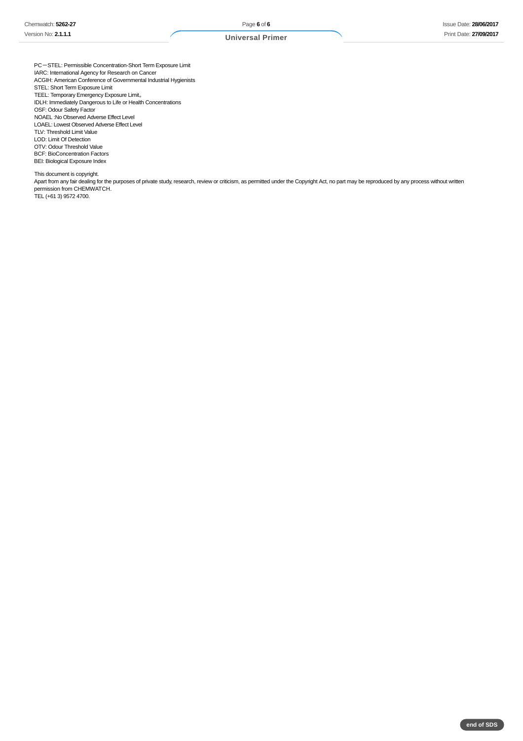PC－STEL: Permissible Concentration-Short Term Exposure Limit
IARC: International Agency for Research on Cancer
ACGIH: American Conference of Governmental Industrial Hygienists
STEL: Short Term Exposure Limit
TEEL: Temporary Emergency Exposure Limit。
IDLH: Immediately Dangerous to Life or Health Concentrations
OSF: Odour Safety Factor
NOAEL :No Observed Adverse Effect Level
LOAEL: Lowest Observed Adverse Effect Level
TLV: Threshold Limit Value
LOD: Limit Of Detection
OTV: Odour Threshold Value
BCF: BioConcentration Factors
BEI: Biological Exposure Index

This document is copyright.
Apart from any fair dealing for the purposes of private study, research, review or criticism, as permitted under the Copyright Act, no part may be reproduced by any process without written permission from CHEMWATCH.
TEL (+61 3) 9572 4700.

**end of SDS**